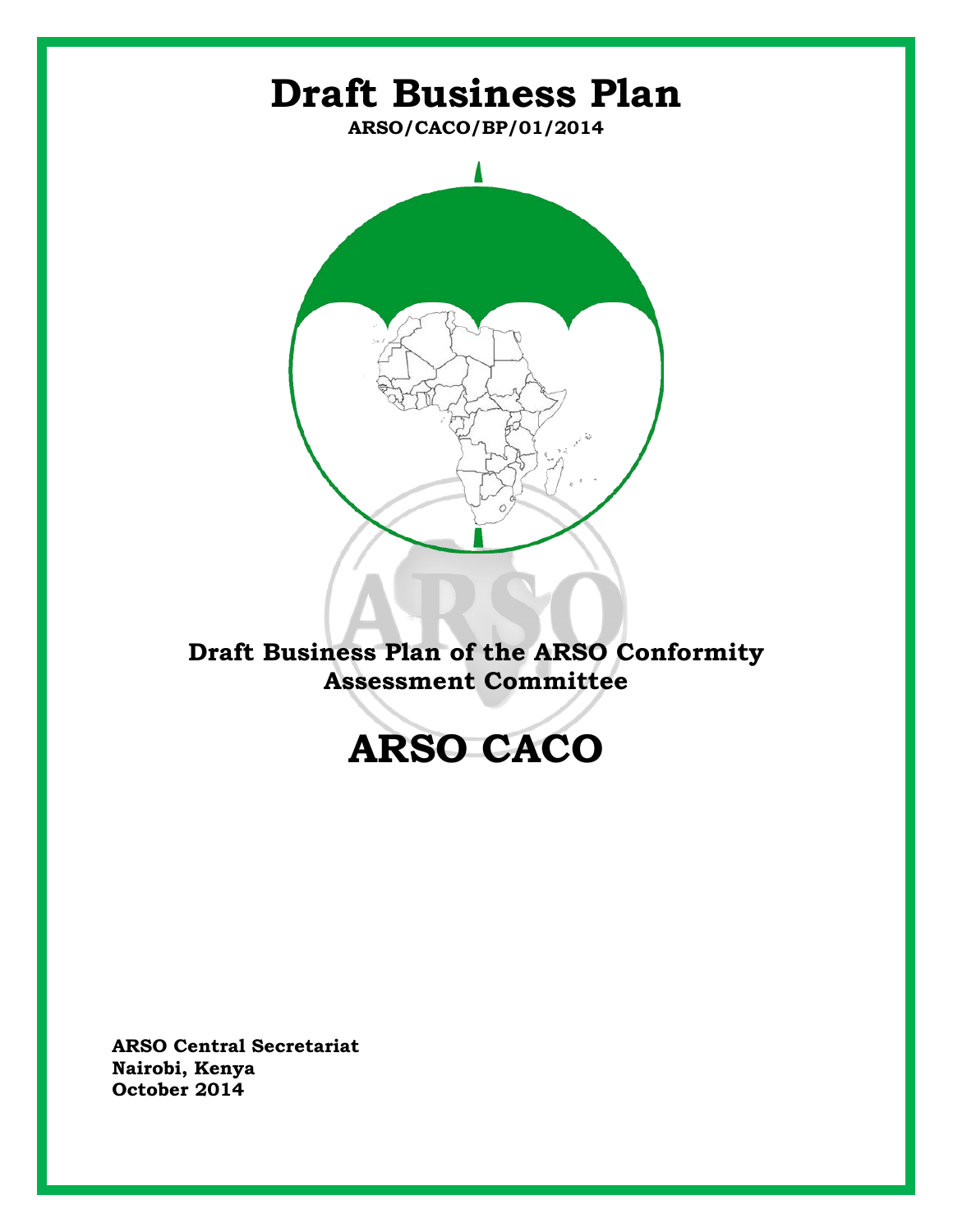# Draft Business Plan

**ARSO/CACO/BP/01/2014**

**Draft Business Plan of the ARSO Conformity Assessment Committee**

# ARSO CACO

**ARSO Central Secretariat**
**Nairobi, Kenya**
**October 2014**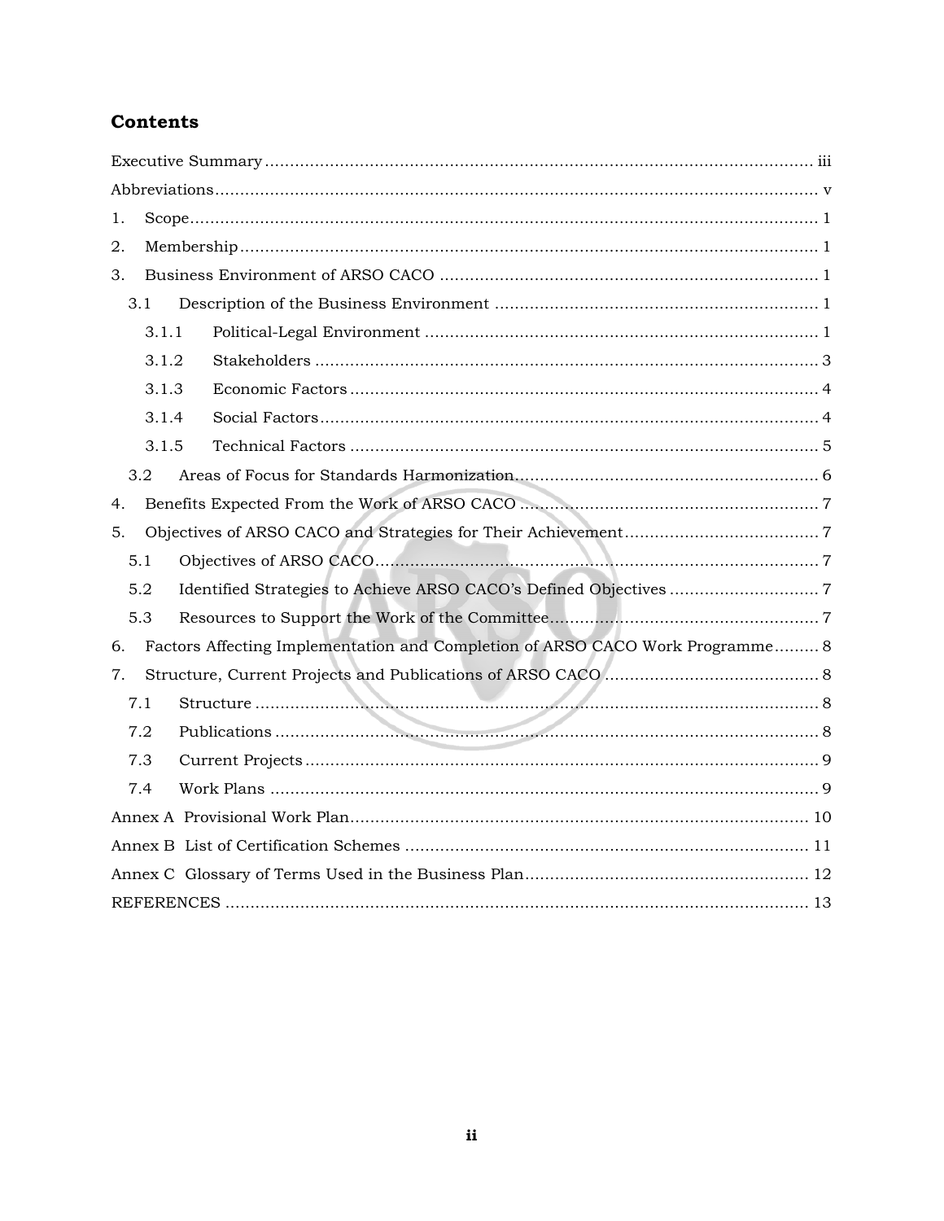## Contents

Executive Summary .......... iii
Abbreviations .......... v
1. Scope .......... 1
2. Membership .......... 1
3. Business Environment of ARSO CACO .......... 1
   - 3.1 Description of the Business Environment .......... 1
     - 3.1.1 Political-Legal Environment .......... 1
     - 3.1.2 Stakeholders .......... 3
     - 3.1.3 Economic Factors .......... 4
     - 3.1.4 Social Factors .......... 4
     - 3.1.5 Technical Factors .......... 5
   - 3.2 Areas of Focus for Standards Harmonization .......... 6
4. Benefits Expected From the Work of ARSO CACO .......... 7
5. Objectives of ARSO CACO and Strategies for Their Achievement .......... 7
   - 5.1 Objectives of ARSO CACO .......... 7
   - 5.2 Identified Strategies to Achieve ARSO CACO's Defined Objectives .......... 7
   - 5.3 Resources to Support the Work of the Committee .......... 7
6. Factors Affecting Implementation and Completion of ARSO CACO Work Programme .......... 8
7. Structure, Current Projects and Publications of ARSO CACO .......... 8
   - 7.1 Structure .......... 8
   - 7.2 Publications .......... 8
   - 7.3 Current Projects .......... 9
   - 7.4 Work Plans .......... 9

Annex A Provisional Work Plan .......... 10
Annex B List of Certification Schemes .......... 11
Annex C Glossary of Terms Used in the Business Plan .......... 12
REFERENCES .......... 13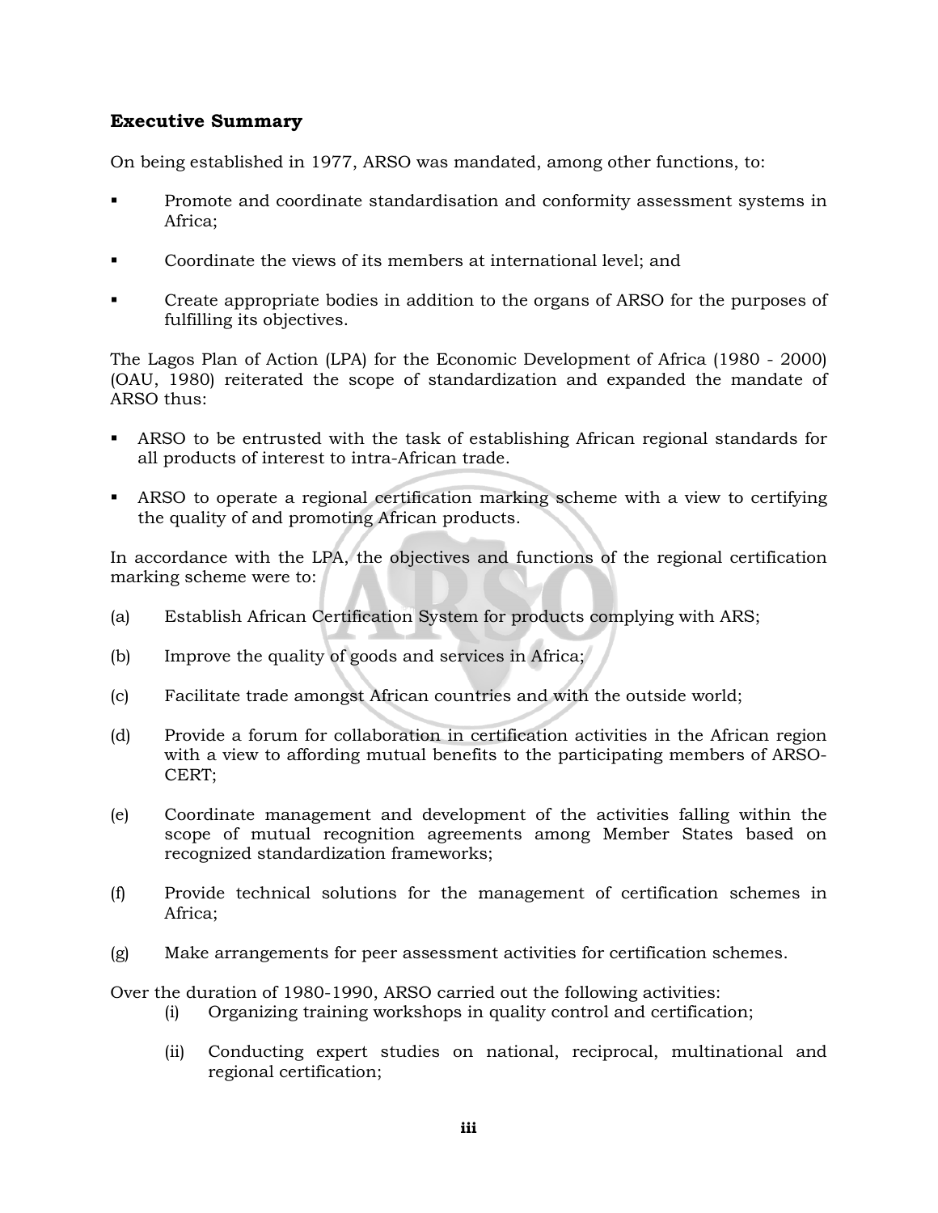## Executive Summary

On being established in 1977, ARSO was mandated, among other functions, to:

- Promote and coordinate standardisation and conformity assessment systems in Africa;
- Coordinate the views of its members at international level; and
- Create appropriate bodies in addition to the organs of ARSO for the purposes of fulfilling its objectives.

The Lagos Plan of Action (LPA) for the Economic Development of Africa (1980 - 2000) (OAU, 1980) reiterated the scope of standardization and expanded the mandate of ARSO thus:

- ARSO to be entrusted with the task of establishing African regional standards for all products of interest to intra-African trade.
- ARSO to operate a regional certification marking scheme with a view to certifying the quality of and promoting African products.

In accordance with the LPA, the objectives and functions of the regional certification marking scheme were to:

(a) Establish African Certification System for products complying with ARS;

(b) Improve the quality of goods and services in Africa;

(c) Facilitate trade amongst African countries and with the outside world;

(d) Provide a forum for collaboration in certification activities in the African region with a view to affording mutual benefits to the participating members of ARSO-CERT;

(e) Coordinate management and development of the activities falling within the scope of mutual recognition agreements among Member States based on recognized standardization frameworks;

(f) Provide technical solutions for the management of certification schemes in Africa;

(g) Make arrangements for peer assessment activities for certification schemes.

Over the duration of 1980-1990, ARSO carried out the following activities:

(i) Organizing training workshops in quality control and certification;

(ii) Conducting expert studies on national, reciprocal, multinational and regional certification;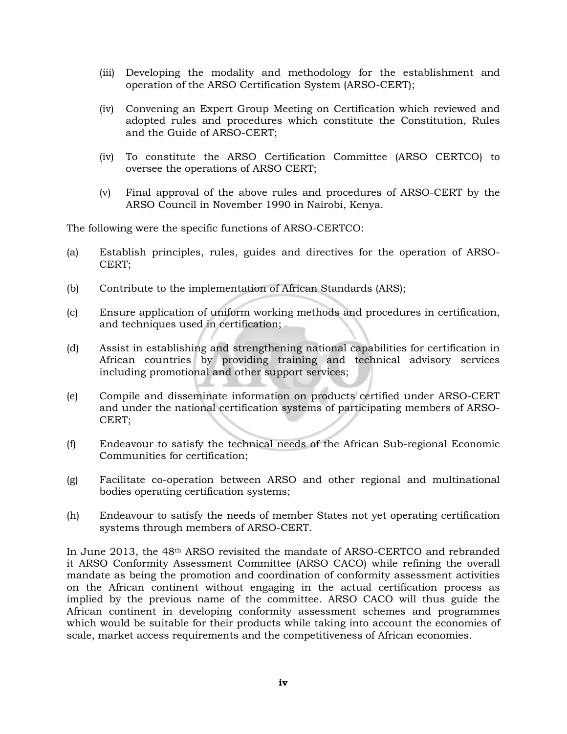(iii) Developing the modality and methodology for the establishment and operation of the ARSO Certification System (ARSO-CERT);

(iv) Convening an Expert Group Meeting on Certification which reviewed and adopted rules and procedures which constitute the Constitution, Rules and the Guide of ARSO-CERT;

(iv) To constitute the ARSO Certification Committee (ARSO CERTCO) to oversee the operations of ARSO CERT;

(v) Final approval of the above rules and procedures of ARSO-CERT by the ARSO Council in November 1990 in Nairobi, Kenya.

The following were the specific functions of ARSO-CERTCO:

(a) Establish principles, rules, guides and directives for the operation of ARSO-CERT;

(b) Contribute to the implementation of African Standards (ARS);

(c) Ensure application of uniform working methods and procedures in certification, and techniques used in certification;

(d) Assist in establishing and strengthening national capabilities for certification in African countries by providing training and technical advisory services including promotional and other support services;

(e) Compile and disseminate information on products certified under ARSO-CERT and under the national certification systems of participating members of ARSO-CERT;

(f) Endeavour to satisfy the technical needs of the African Sub-regional Economic Communities for certification;

(g) Facilitate co-operation between ARSO and other regional and multinational bodies operating certification systems;

(h) Endeavour to satisfy the needs of member States not yet operating certification systems through members of ARSO-CERT.

In June 2013, the 48th ARSO revisited the mandate of ARSO-CERTCO and rebranded it ARSO Conformity Assessment Committee (ARSO CACO) while refining the overall mandate as being the promotion and coordination of conformity assessment activities on the African continent without engaging in the actual certification process as implied by the previous name of the committee. ARSO CACO will thus guide the African continent in developing conformity assessment schemes and programmes which would be suitable for their products while taking into account the economies of scale, market access requirements and the competitiveness of African economies.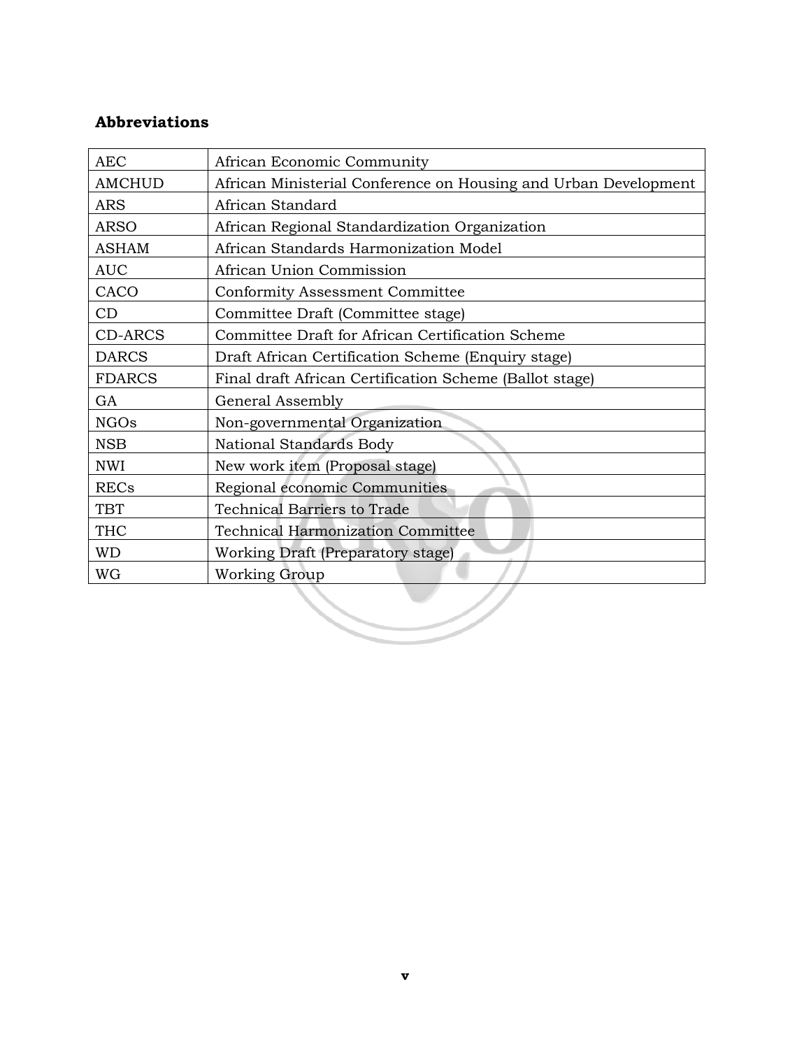## Abbreviations

| | |
|---|---|
| AEC | African Economic Community |
| AMCHUD | African Ministerial Conference on Housing and Urban Development |
| ARS | African Standard |
| ARSO | African Regional Standardization Organization |
| ASHAM | African Standards Harmonization Model |
| AUC | African Union Commission |
| CACO | Conformity Assessment Committee |
| CD | Committee Draft (Committee stage) |
| CD-ARCS | Committee Draft for African Certification Scheme |
| DARCS | Draft African Certification Scheme (Enquiry stage) |
| FDARCS | Final draft African Certification Scheme (Ballot stage) |
| GA | General Assembly |
| NGOs | Non-governmental Organization |
| NSB | National Standards Body |
| NWI | New work item (Proposal stage) |
| RECs | Regional economic Communities |
| TBT | Technical Barriers to Trade |
| THC | Technical Harmonization Committee |
| WD | Working Draft (Preparatory stage) |
| WG | Working Group |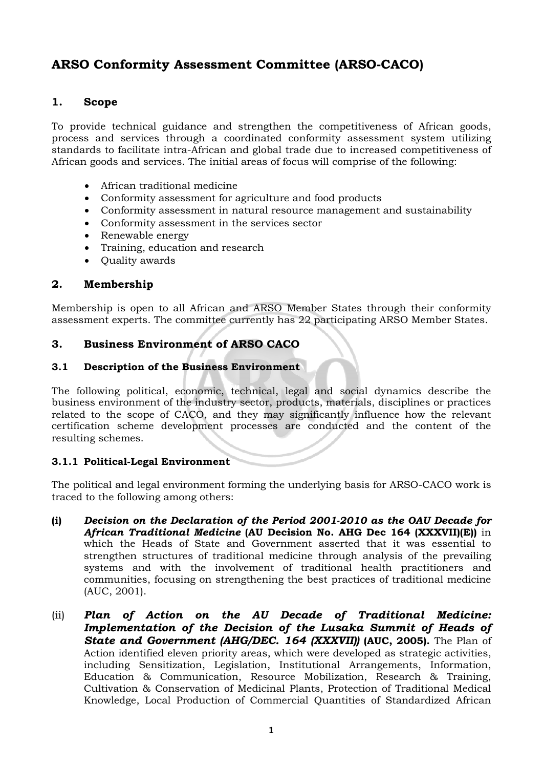# ARSO Conformity Assessment Committee (ARSO-CACO)

## 1. Scope

To provide technical guidance and strengthen the competitiveness of African goods, process and services through a coordinated conformity assessment system utilizing standards to facilitate intra-African and global trade due to increased competitiveness of African goods and services. The initial areas of focus will comprise of the following:

- African traditional medicine
- Conformity assessment for agriculture and food products
- Conformity assessment in natural resource management and sustainability
- Conformity assessment in the services sector
- Renewable energy
- Training, education and research
- Quality awards

## 2. Membership

Membership is open to all African and ARSO Member States through their conformity assessment experts. The committee currently has 22 participating ARSO Member States.

## 3. Business Environment of ARSO CACO

### 3.1 Description of the Business Environment

The following political, economic, technical, legal and social dynamics describe the business environment of the industry sector, products, materials, disciplines or practices related to the scope of CACO, and they may significantly influence how the relevant certification scheme development processes are conducted and the content of the resulting schemes.

#### 3.1.1 Political-Legal Environment

The political and legal environment forming the underlying basis for ARSO-CACO work is traced to the following among others:

**(i)** ***Decision on the Declaration of the Period 2001-2010 as the OAU Decade for African Traditional Medicine*** **(AU Decision No. AHG Dec 164 (XXXVII)(E))** in which the Heads of State and Government asserted that it was essential to strengthen structures of traditional medicine through analysis of the prevailing systems and with the involvement of traditional health practitioners and communities, focusing on strengthening the best practices of traditional medicine (AUC, 2001).

(ii) ***Plan of Action on the AU Decade of Traditional Medicine: Implementation of the Decision of the Lusaka Summit of Heads of State and Government (AHG/DEC. 164 (XXXVII))*** **(AUC, 2005).** The Plan of Action identified eleven priority areas, which were developed as strategic activities, including Sensitization, Legislation, Institutional Arrangements, Information, Education & Communication, Resource Mobilization, Research & Training, Cultivation & Conservation of Medicinal Plants, Protection of Traditional Medical Knowledge, Local Production of Commercial Quantities of Standardized African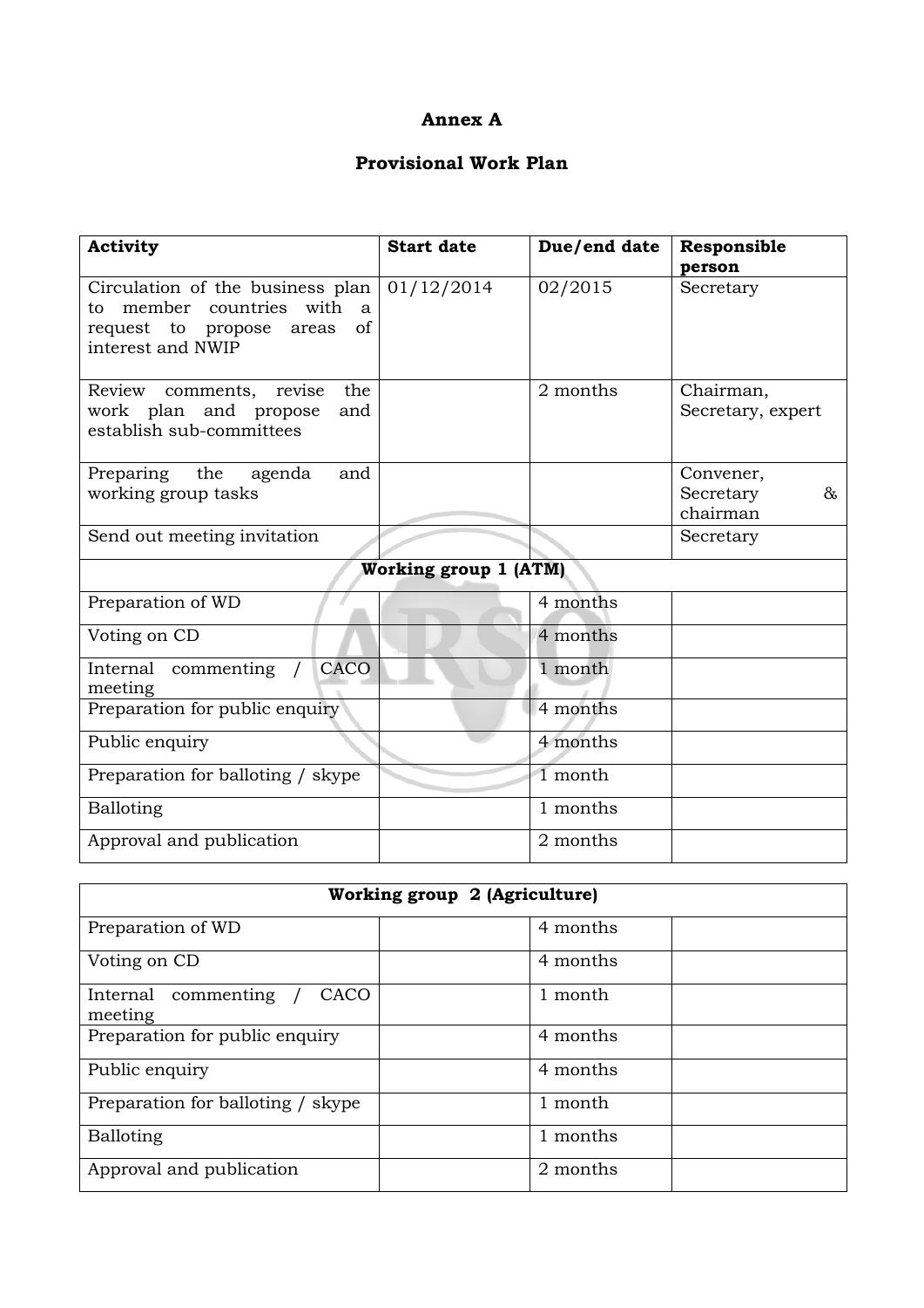**Annex A**

**Provisional Work Plan**

| Activity | Start date | Due/end date | Responsible person |
|---|---|---|---|
| Circulation of the business plan to member countries with a request to propose areas of interest and NWIP | 01/12/2014 | 02/2015 | Secretary |
| Review comments, revise the work plan and propose and establish sub-committees | | 2 months | Chairman, Secretary, expert |
| Preparing the agenda and working group tasks | | | Convener, Secretary & chairman |
| Send out meeting invitation | | | Secretary |
| **Working group 1 (ATM)** | | | |
| Preparation of WD | | 4 months | |
| Voting on CD | | 4 months | |
| Internal commenting / CACO meeting | | 1 month | |
| Preparation for public enquiry | | 4 months | |
| Public enquiry | | 4 months | |
| Preparation for balloting / skype | | 1 month | |
| Balloting | | 1 months | |
| Approval and publication | | 2 months | |
| **Working group 2 (Agriculture)** | | | |
| Preparation of WD | | 4 months | |
| Voting on CD | | 4 months | |
| Internal commenting / CACO meeting | | 1 month | |
| Preparation for public enquiry | | 4 months | |
| Public enquiry | | 4 months | |
| Preparation for balloting / skype | | 1 month | |
| Balloting | | 1 months | |
| Approval and publication | | 2 months | |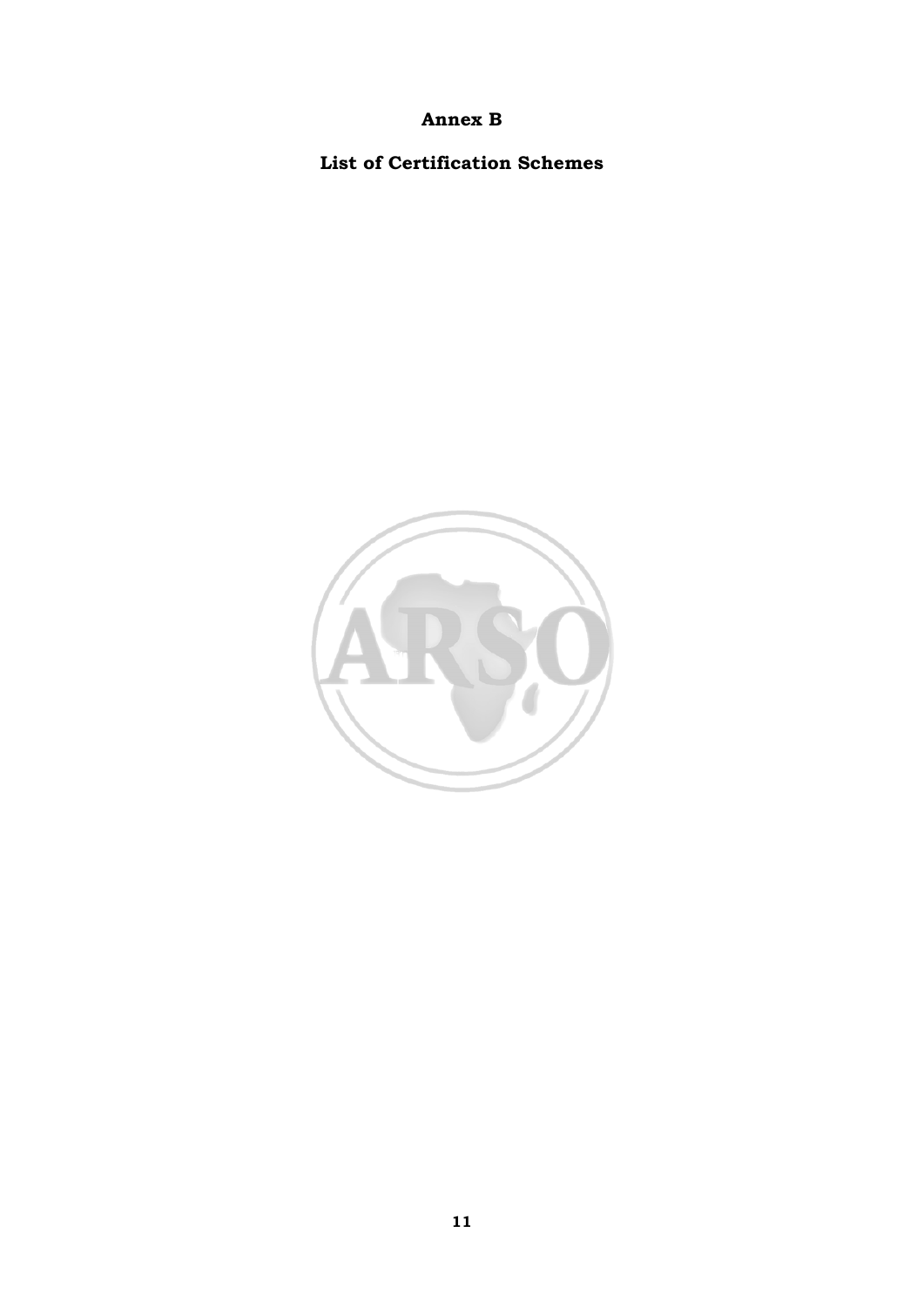## Annex B

## List of Certification Schemes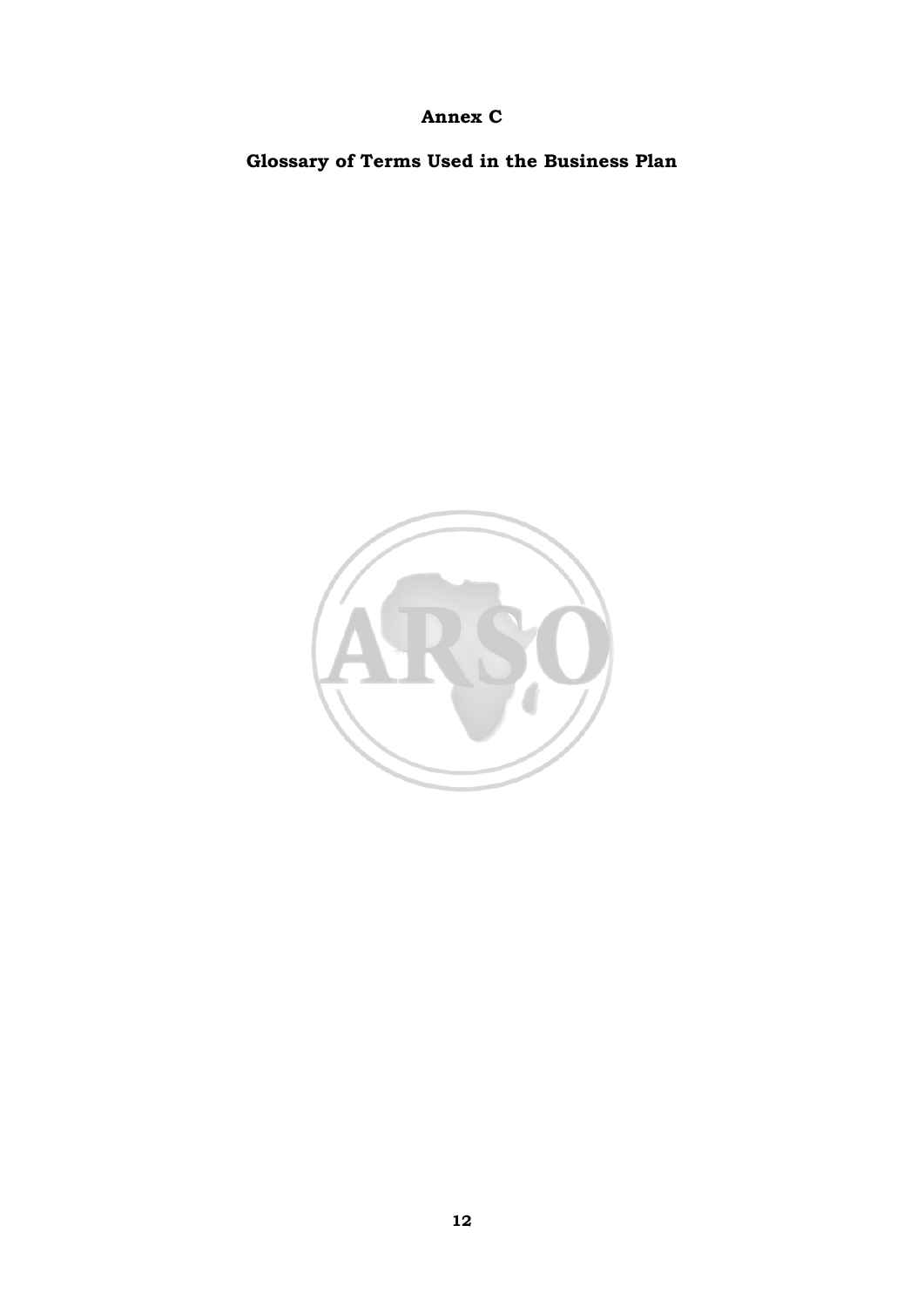# Annex C

## Glossary of Terms Used in the Business Plan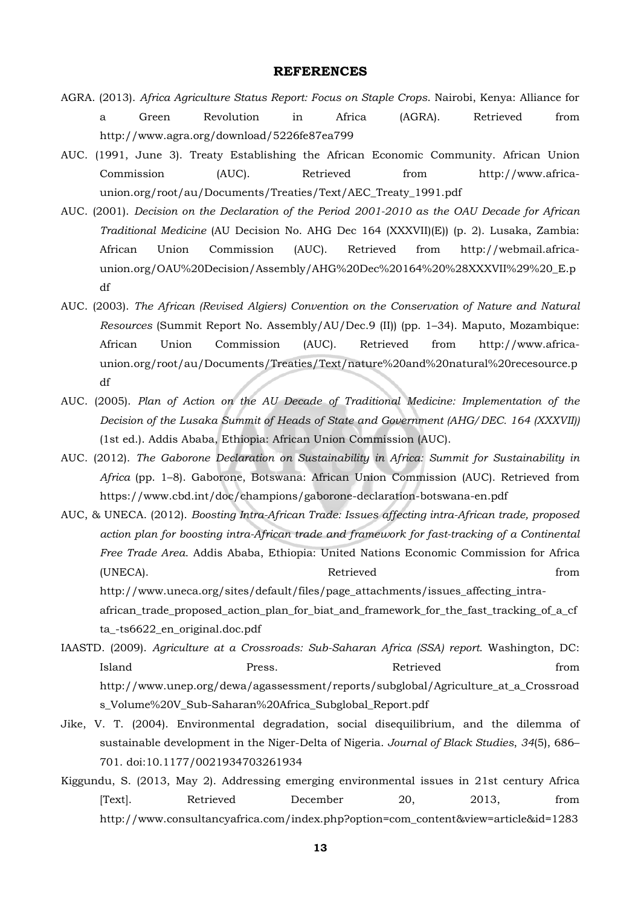## REFERENCES

AGRA. (2013). *Africa Agriculture Status Report: Focus on Staple Crops*. Nairobi, Kenya: Alliance for a Green Revolution in Africa (AGRA). Retrieved from http://www.agra.org/download/5226fe87ea799

AUC. (1991, June 3). Treaty Establishing the African Economic Community. African Union Commission (AUC). Retrieved from http://www.africa-union.org/root/au/Documents/Treaties/Text/AEC_Treaty_1991.pdf

AUC. (2001). *Decision on the Declaration of the Period 2001-2010 as the OAU Decade for African Traditional Medicine* (AU Decision No. AHG Dec 164 (XXXVII)(E)) (p. 2). Lusaka, Zambia: African Union Commission (AUC). Retrieved from http://webmail.africa-union.org/OAU%20Decision/Assembly/AHG%20Dec%20164%20%28XXXVII%29%20_E.pdf

AUC. (2003). *The African (Revised Algiers) Convention on the Conservation of Nature and Natural Resources* (Summit Report No. Assembly/AU/Dec.9 (II)) (pp. 1–34). Maputo, Mozambique: African Union Commission (AUC). Retrieved from http://www.africa-union.org/root/au/Documents/Treaties/Text/nature%20and%20natural%20recesource.pdf

AUC. (2005). *Plan of Action on the AU Decade of Traditional Medicine: Implementation of the Decision of the Lusaka Summit of Heads of State and Government (AHG/DEC. 164 (XXXVII))* (1st ed.). Addis Ababa, Ethiopia: African Union Commission (AUC).

AUC. (2012). *The Gaborone Declaration on Sustainability in Africa: Summit for Sustainability in Africa* (pp. 1–8). Gaborone, Botswana: African Union Commission (AUC). Retrieved from https://www.cbd.int/doc/champions/gaborone-declaration-botswana-en.pdf

AUC, & UNECA. (2012). *Boosting Intra-African Trade: Issues affecting intra-African trade, proposed action plan for boosting intra-African trade and framework for fast-tracking of a Continental Free Trade Area*. Addis Ababa, Ethiopia: United Nations Economic Commission for Africa (UNECA). Retrieved from http://www.uneca.org/sites/default/files/page_attachments/issues_affecting_intra-african_trade_proposed_action_plan_for_biat_and_framework_for_the_fast_tracking_of_a_cfta_-ts6622_en_original.doc.pdf

IAASTD. (2009). *Agriculture at a Crossroads: Sub-Saharan Africa (SSA) report*. Washington, DC: Island Press. Retrieved from http://www.unep.org/dewa/agassessment/reports/subglobal/Agriculture_at_a_Crossroads_Volume%20V_Sub-Saharan%20Africa_Subglobal_Report.pdf

Jike, V. T. (2004). Environmental degradation, social disequilibrium, and the dilemma of sustainable development in the Niger-Delta of Nigeria. *Journal of Black Studies*, *34*(5), 686–701. doi:10.1177/0021934703261934

Kiggundu, S. (2013, May 2). Addressing emerging environmental issues in 21st century Africa [Text]. Retrieved December 20, 2013, from http://www.consultancyafrica.com/index.php?option=com_content&view=article&id=1283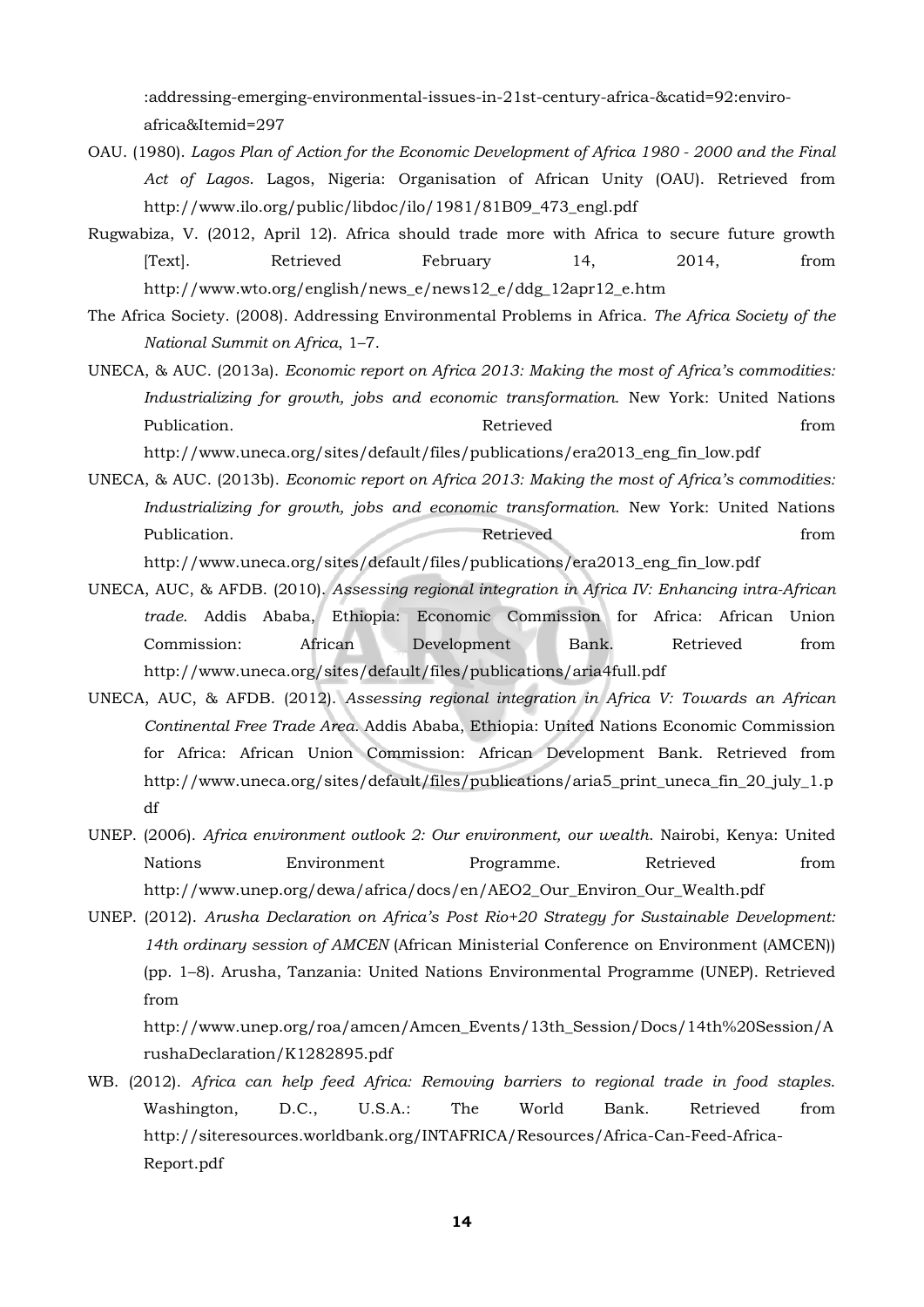:addressing-emerging-environmental-issues-in-21st-century-africa-&catid=92:enviro-africa&Itemid=297

OAU. (1980). *Lagos Plan of Action for the Economic Development of Africa 1980 - 2000 and the Final Act of Lagos*. Lagos, Nigeria: Organisation of African Unity (OAU). Retrieved from http://www.ilo.org/public/libdoc/ilo/1981/81B09_473_engl.pdf

Rugwabiza, V. (2012, April 12). Africa should trade more with Africa to secure future growth [Text]. Retrieved February 14, 2014, from http://www.wto.org/english/news_e/news12_e/ddg_12apr12_e.htm

The Africa Society. (2008). Addressing Environmental Problems in Africa. *The Africa Society of the National Summit on Africa*, 1–7.

UNECA, & AUC. (2013a). *Economic report on Africa 2013: Making the most of Africa's commodities: Industrializing for growth, jobs and economic transformation*. New York: United Nations Publication. Retrieved from http://www.uneca.org/sites/default/files/publications/era2013_eng_fin_low.pdf

UNECA, & AUC. (2013b). *Economic report on Africa 2013: Making the most of Africa's commodities: Industrializing for growth, jobs and economic transformation*. New York: United Nations Publication. Retrieved from http://www.uneca.org/sites/default/files/publications/era2013_eng_fin_low.pdf

UNECA, AUC, & AFDB. (2010). *Assessing regional integration in Africa IV: Enhancing intra-African trade*. Addis Ababa, Ethiopia: Economic Commission for Africa: African Union Commission: African Development Bank. Retrieved from http://www.uneca.org/sites/default/files/publications/aria4full.pdf

UNECA, AUC, & AFDB. (2012). *Assessing regional integration in Africa V: Towards an African Continental Free Trade Area*. Addis Ababa, Ethiopia: United Nations Economic Commission for Africa: African Union Commission: African Development Bank. Retrieved from http://www.uneca.org/sites/default/files/publications/aria5_print_uneca_fin_20_july_1.pdf

UNEP. (2006). *Africa environment outlook 2: Our environment, our wealth*. Nairobi, Kenya: United Nations Environment Programme. Retrieved from http://www.unep.org/dewa/africa/docs/en/AEO2_Our_Environ_Our_Wealth.pdf

UNEP. (2012). *Arusha Declaration on Africa's Post Rio+20 Strategy for Sustainable Development: 14th ordinary session of AMCEN* (African Ministerial Conference on Environment (AMCEN)) (pp. 1–8). Arusha, Tanzania: United Nations Environmental Programme (UNEP). Retrieved from http://www.unep.org/roa/amcen/Amcen_Events/13th_Session/Docs/14th%20Session/ArushaDeclaration/K1282895.pdf

WB. (2012). *Africa can help feed Africa: Removing barriers to regional trade in food staples*. Washington, D.C., U.S.A.: The World Bank. Retrieved from http://siteresources.worldbank.org/INTAFRICA/Resources/Africa-Can-Feed-Africa-Report.pdf